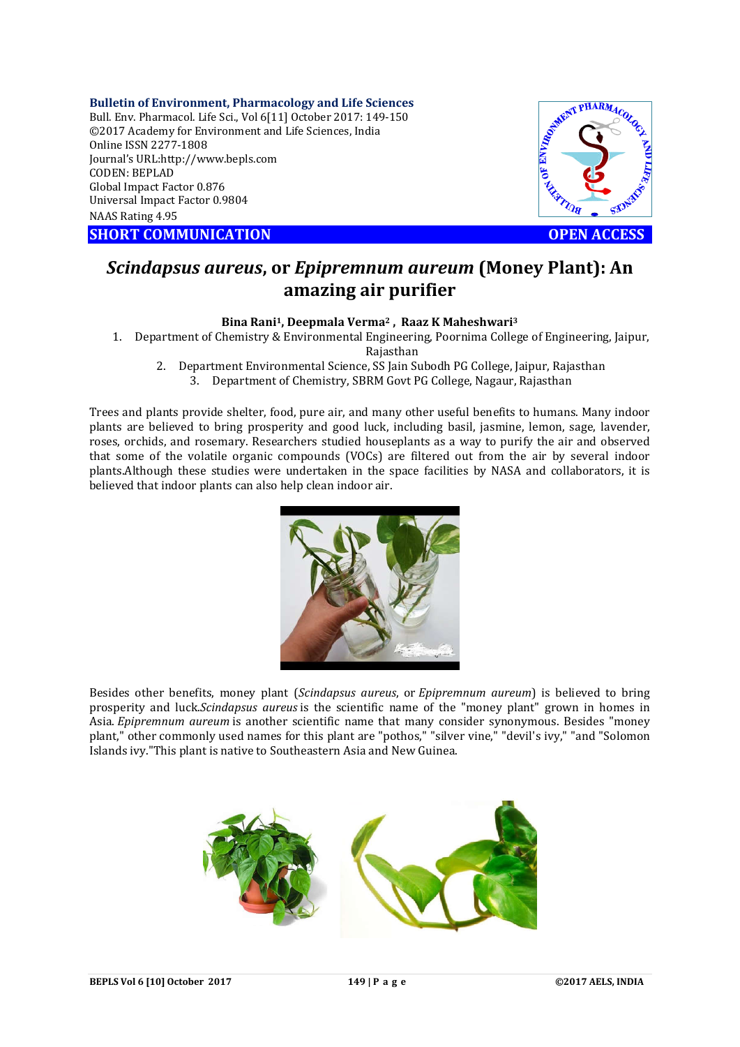**Bulletin of Environment, Pharmacology and Life Sciences**
Bull. Env. Pharmacol. Life Sci., Vol 6[11] October 2017: 149-150
©2017 Academy for Environment and Life Sciences, India
Online ISSN 2277-1808
Journal's URL:http://www.bepls.com
CODEN: BEPLAD
Global Impact Factor 0.876
Universal Impact Factor 0.9804
NAAS Rating 4.95

**SHORT COMMUNICATION** **OPEN ACCESS**

# *Scindapsus aureus*, or *Epipremnum aureum* (Money Plant): An amazing air purifier

**Bina Rani[1], Deepmala Verma[2] , Raaz K Maheshwari[3]**

1. Department of Chemistry & Environmental Engineering, Poornima College of Engineering, Jaipur, Rajasthan
2. Department Environmental Science, SS Jain Subodh PG College, Jaipur, Rajasthan
3. Department of Chemistry, SBRM Govt PG College, Nagaur, Rajasthan

Trees and plants provide shelter, food, pure air, and many other useful benefits to humans. Many indoor plants are believed to bring prosperity and good luck, including basil, jasmine, lemon, sage, lavender, roses, orchids, and rosemary. Researchers studied houseplants as a way to purify the air and observed that some of the volatile organic compounds (VOCs) are filtered out from the air by several indoor plants.Although these studies were undertaken in the space facilities by NASA and collaborators, it is believed that indoor plants can also help clean indoor air.

Besides other benefits, money plant (*Scindapsus aureus*, or *Epipremnum aureum*) is believed to bring prosperity and luck.*Scindapsus aureus* is the scientific name of the "money plant" grown in homes in Asia. *Epipremnum aureum* is another scientific name that many consider synonymous. Besides "money plant," other commonly used names for this plant are "pothos," "silver vine," "devil's ivy," "and "Solomon Islands ivy."This plant is native to Southeastern Asia and New Guinea.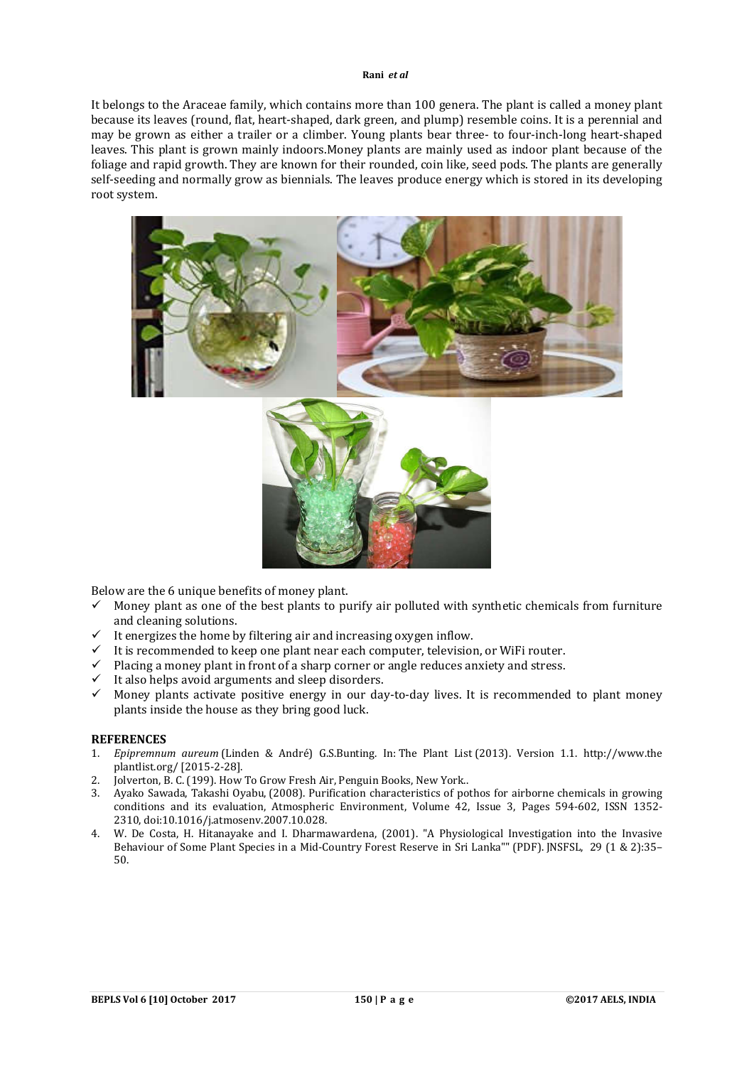It belongs to the Araceae family, which contains more than 100 genera. The plant is called a money plant because its leaves (round, flat, heart-shaped, dark green, and plump) resemble coins. It is a perennial and may be grown as either a trailer or a climber. Young plants bear three- to four-inch-long heart-shaped leaves. This plant is grown mainly indoors.Money plants are mainly used as indoor plant because of the foliage and rapid growth. They are known for their rounded, coin like, seed pods. The plants are generally self-seeding and normally grow as biennials. The leaves produce energy which is stored in its developing root system.

Below are the 6 unique benefits of money plant.

- ✓ Money plant as one of the best plants to purify air polluted with synthetic chemicals from furniture and cleaning solutions.
- ✓ It energizes the home by filtering air and increasing oxygen inflow.
- ✓ It is recommended to keep one plant near each computer, television, or WiFi router.
- ✓ Placing a money plant in front of a sharp corner or angle reduces anxiety and stress.
- ✓ It also helps avoid arguments and sleep disorders.
- ✓ Money plants activate positive energy in our day-to-day lives. It is recommended to plant money plants inside the house as they bring good luck.

## REFERENCES

1. *Epipremnum aureum* (Linden & André) G.S.Bunting. In: The Plant List (2013). Version 1.1. http://www.theplantlist.org/ [2015-2-28].
2. Jolverton, B. C. (199). How To Grow Fresh Air, Penguin Books, New York..
3. Ayako Sawada, Takashi Oyabu, (2008). Purification characteristics of pothos for airborne chemicals in growing conditions and its evaluation, Atmospheric Environment, Volume 42, Issue 3, Pages 594-602, ISSN 1352-2310, doi:10.1016/j.atmosenv.2007.10.028.
4. W. De Costa, H. Hitanayake and I. Dharmawardena, (2001). "A Physiological Investigation into the Invasive Behaviour of Some Plant Species in a Mid-Country Forest Reserve in Sri Lanka"" (PDF). JNSFSL, 29 (1 & 2):35–50.